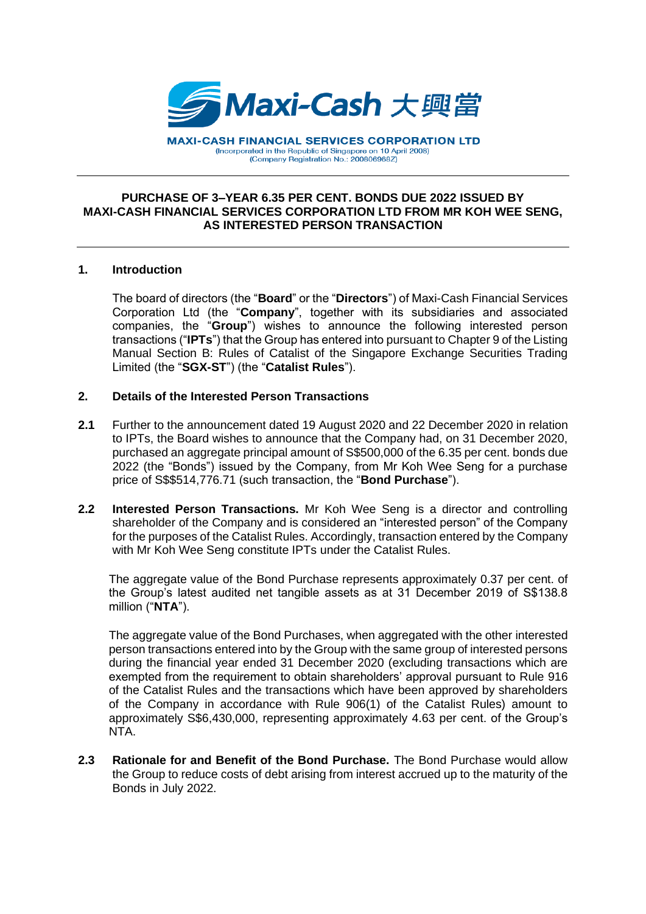Maxi-Cash 大興當

**MAXI-CASH FINANCIAL SERVICES CORPORATION LTD**
(Incorporated in the Republic of Singapore on 10 April 2008)
(Company Registration No.: 200806968Z)

---

## PURCHASE OF 3–YEAR 6.35 PER CENT. BONDS DUE 2022 ISSUED BY MAXI-CASH FINANCIAL SERVICES CORPORATION LTD FROM MR KOH WEE SENG, AS INTERESTED PERSON TRANSACTION

---

### 1. Introduction

The board of directors (the "**Board**" or the "**Directors**") of Maxi-Cash Financial Services Corporation Ltd (the "**Company**", together with its subsidiaries and associated companies, the "**Group**") wishes to announce the following interested person transactions ("**IPTs**") that the Group has entered into pursuant to Chapter 9 of the Listing Manual Section B: Rules of Catalist of the Singapore Exchange Securities Trading Limited (the "**SGX-ST**") (the "**Catalist Rules**").

### 2. Details of the Interested Person Transactions

**2.1** Further to the announcement dated 19 August 2020 and 22 December 2020 in relation to IPTs, the Board wishes to announce that the Company had, on 31 December 2020, purchased an aggregate principal amount of S$500,000 of the 6.35 per cent. bonds due 2022 (the "Bonds") issued by the Company, from Mr Koh Wee Seng for a purchase price of S$$514,776.71 (such transaction, the "**Bond Purchase**").

**2.2** **Interested Person Transactions.** Mr Koh Wee Seng is a director and controlling shareholder of the Company and is considered an "interested person" of the Company for the purposes of the Catalist Rules. Accordingly, transaction entered by the Company with Mr Koh Wee Seng constitute IPTs under the Catalist Rules.

The aggregate value of the Bond Purchase represents approximately 0.37 per cent. of the Group's latest audited net tangible assets as at 31 December 2019 of S$138.8 million ("**NTA**").

The aggregate value of the Bond Purchases, when aggregated with the other interested person transactions entered into by the Group with the same group of interested persons during the financial year ended 31 December 2020 (excluding transactions which are exempted from the requirement to obtain shareholders' approval pursuant to Rule 916 of the Catalist Rules and the transactions which have been approved by shareholders of the Company in accordance with Rule 906(1) of the Catalist Rules) amount to approximately S$6,430,000, representing approximately 4.63 per cent. of the Group's NTA.

**2.3** **Rationale for and Benefit of the Bond Purchase.** The Bond Purchase would allow the Group to reduce costs of debt arising from interest accrued up to the maturity of the Bonds in July 2022.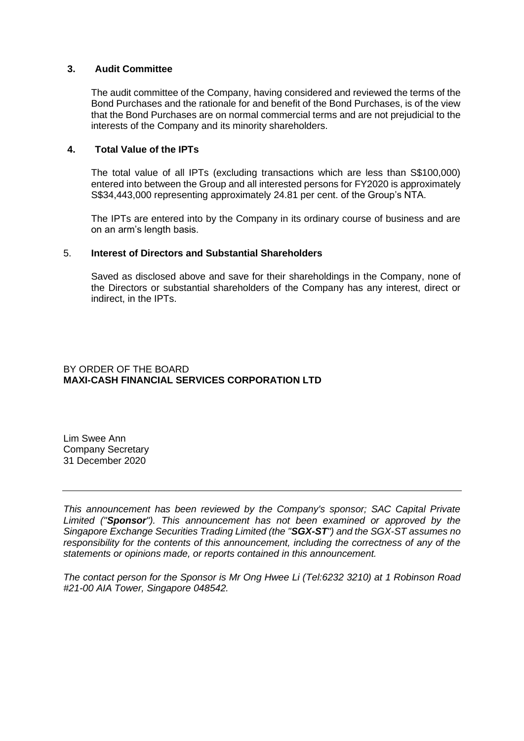### 3. Audit Committee

The audit committee of the Company, having considered and reviewed the terms of the Bond Purchases and the rationale for and benefit of the Bond Purchases, is of the view that the Bond Purchases are on normal commercial terms and are not prejudicial to the interests of the Company and its minority shareholders.

### 4. Total Value of the IPTs

The total value of all IPTs (excluding transactions which are less than S$100,000) entered into between the Group and all interested persons for FY2020 is approximately S$34,443,000 representing approximately 24.81 per cent. of the Group's NTA.

The IPTs are entered into by the Company in its ordinary course of business and are on an arm's length basis.

### 5. Interest of Directors and Substantial Shareholders

Saved as disclosed above and save for their shareholdings in the Company, none of the Directors or substantial shareholders of the Company has any interest, direct or indirect, in the IPTs.

BY ORDER OF THE BOARD
**MAXI-CASH FINANCIAL SERVICES CORPORATION LTD**

Lim Swee Ann
Company Secretary
31 December 2020

---

*This announcement has been reviewed by the Company's sponsor; SAC Capital Private Limited ("**Sponsor**"). This announcement has not been examined or approved by the Singapore Exchange Securities Trading Limited (the "**SGX-ST**") and the SGX-ST assumes no responsibility for the contents of this announcement, including the correctness of any of the statements or opinions made, or reports contained in this announcement.*

*The contact person for the Sponsor is Mr Ong Hwee Li (Tel:6232 3210) at 1 Robinson Road #21-00 AIA Tower, Singapore 048542.*